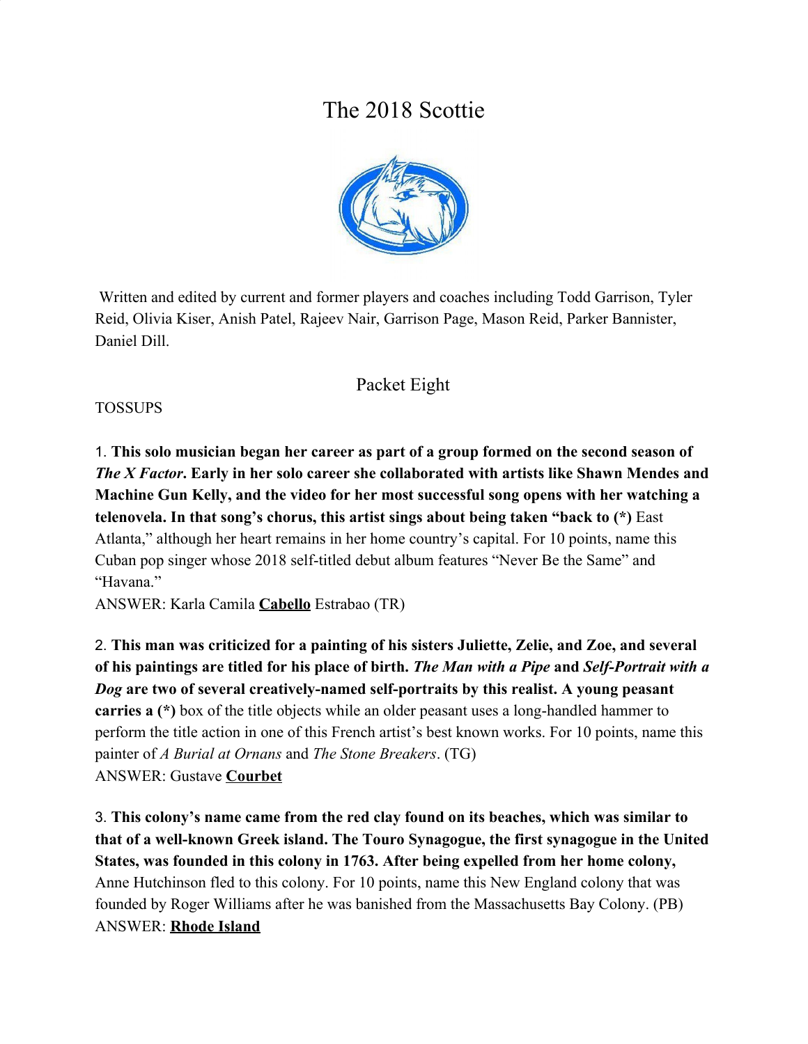# The 2018 Scottie

Written and edited by current and former players and coaches including Todd Garrison, Tyler Reid, Olivia Kiser, Anish Patel, Rajeev Nair, Garrison Page, Mason Reid, Parker Bannister, Daniel Dill.

## Packet Eight

TOSSUPS

1. **This solo musician began her career as part of a group formed on the second season of *The X Factor*. Early in her solo career she collaborated with artists like Shawn Mendes and Machine Gun Kelly, and the video for her most successful song opens with her watching a telenovela. In that song's chorus, this artist sings about being taken "back to (*)** East Atlanta," although her heart remains in her home country's capital. For 10 points, name this Cuban pop singer whose 2018 self-titled debut album features "Never Be the Same" and "Havana."
ANSWER: Karla Camila **__Cabello__** Estrabao (TR)

2. **This man was criticized for a painting of his sisters Juliette, Zelie, and Zoe, and several of his paintings are titled for his place of birth. *The Man with a Pipe* and *Self-Portrait with a Dog* are two of several creatively-named self-portraits by this realist. A young peasant carries a (*)** box of the title objects while an older peasant uses a long-handled hammer to perform the title action in one of this French artist's best known works. For 10 points, name this painter of *A Burial at Ornans* and *The Stone Breakers*. (TG)
ANSWER: Gustave **__Courbet__**

3. **This colony's name came from the red clay found on its beaches, which was similar to that of a well-known Greek island. The Touro Synagogue, the first synagogue in the United States, was founded in this colony in 1763. After being expelled from her home colony,** Anne Hutchinson fled to this colony. For 10 points, name this New England colony that was founded by Roger Williams after he was banished from the Massachusetts Bay Colony. (PB)
ANSWER: **__Rhode Island__**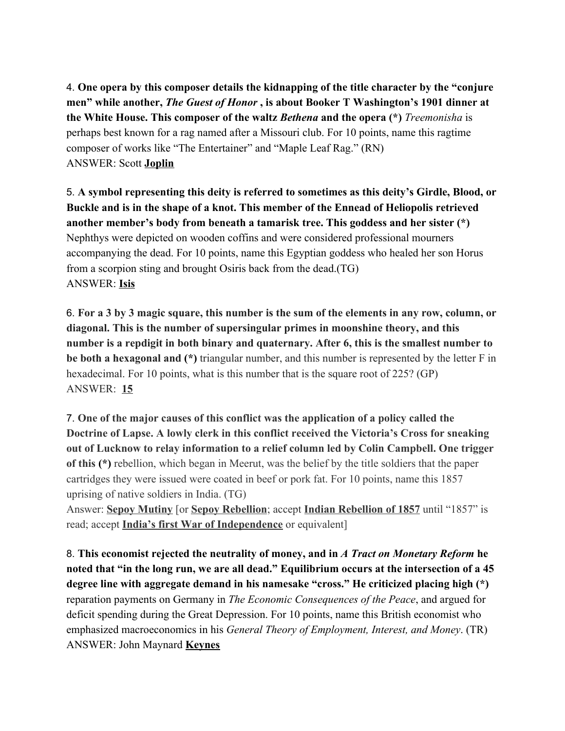4. **One opera by this composer details the kidnapping of the title character by the "conjure men" while another, *The Guest of Honor* , is about Booker T Washington's 1901 dinner at the White House. This composer of the waltz *Bethena* and the opera (*)** *Treemonisha* is perhaps best known for a rag named after a Missouri club. For 10 points, name this ragtime composer of works like "The Entertainer" and "Maple Leaf Rag." (RN)
ANSWER: Scott **Joplin**

5. **A symbol representing this deity is referred to sometimes as this deity's Girdle, Blood, or Buckle and is in the shape of a knot. This member of the Ennead of Heliopolis retrieved another member's body from beneath a tamarisk tree. This goddess and her sister (*)** Nephthys were depicted on wooden coffins and were considered professional mourners accompanying the dead. For 10 points, name this Egyptian goddess who healed her son Horus from a scorpion sting and brought Osiris back from the dead.(TG)
ANSWER: **Isis**

6. **For a 3 by 3 magic square, this number is the sum of the elements in any row, column, or diagonal. This is the number of supersingular primes in moonshine theory, and this number is a repdigit in both binary and quaternary. After 6, this is the smallest number to be both a hexagonal and (*)** triangular number, and this number is represented by the letter F in hexadecimal. For 10 points, what is this number that is the square root of 225? (GP)
ANSWER: **15**

7. **One of the major causes of this conflict was the application of a policy called the Doctrine of Lapse. A lowly clerk in this conflict received the Victoria's Cross for sneaking out of Lucknow to relay information to a relief column led by Colin Campbell. One trigger of this (*)** rebellion, which began in Meerut, was the belief by the title soldiers that the paper cartridges they were issued were coated in beef or pork fat. For 10 points, name this 1857 uprising of native soldiers in India. (TG)
Answer: **Sepoy Mutiny** [or **Sepoy Rebellion**; accept **Indian Rebellion of 1857** until "1857" is read; accept **India's first War of Independence** or equivalent]

8. **This economist rejected the neutrality of money, and in *A Tract on Monetary Reform* he noted that "in the long run, we are all dead." Equilibrium occurs at the intersection of a 45 degree line with aggregate demand in his namesake "cross." He criticized placing high (*)** reparation payments on Germany in *The Economic Consequences of the Peace*, and argued for deficit spending during the Great Depression. For 10 points, name this British economist who emphasized macroeconomics in his *General Theory of Employment, Interest, and Money*. (TR)
ANSWER: John Maynard **Keynes**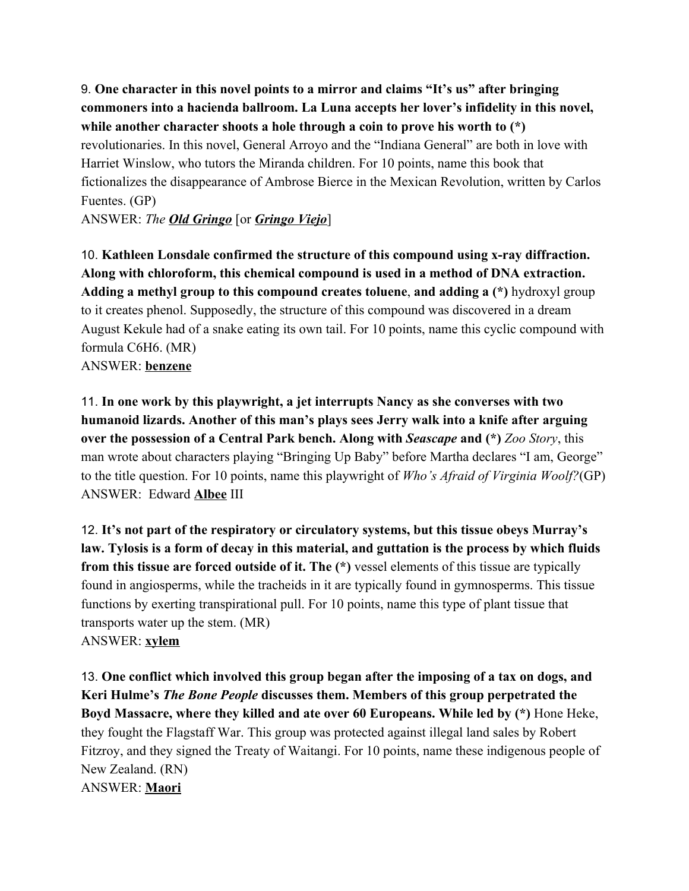9. **One character in this novel points to a mirror and claims "It's us" after bringing commoners into a hacienda ballroom. La Luna accepts her lover's infidelity in this novel, while another character shoots a hole through a coin to prove his worth to (*)** revolutionaries. In this novel, General Arroyo and the "Indiana General" are both in love with Harriet Winslow, who tutors the Miranda children. For 10 points, name this book that fictionalizes the disappearance of Ambrose Bierce in the Mexican Revolution, written by Carlos Fuentes. (GP)
ANSWER: *The **Old Gringo*** [or ***Gringo Viejo***]

10. **Kathleen Lonsdale confirmed the structure of this compound using x-ray diffraction. Along with chloroform, this chemical compound is used in a method of DNA extraction. Adding a methyl group to this compound creates toluene, and adding a (*)** hydroxyl group to it creates phenol. Supposedly, the structure of this compound was discovered in a dream August Kekule had of a snake eating its own tail. For 10 points, name this cyclic compound with formula $C_6H_6$. (MR)
ANSWER: **benzene**

11. **In one work by this playwright, a jet interrupts Nancy as she converses with two humanoid lizards. Another of this man's plays sees Jerry walk into a knife after arguing over the possession of a Central Park bench. Along with *Seascape* and (*)** *Zoo Story*, this man wrote about characters playing "Bringing Up Baby" before Martha declares "I am, George" to the title question. For 10 points, name this playwright of *Who's Afraid of Virginia Woolf?*(GP)
ANSWER: Edward **Albee** III

12. **It's not part of the respiratory or circulatory systems, but this tissue obeys Murray's law. Tylosis is a form of decay in this material, and guttation is the process by which fluids from this tissue are forced outside of it. The (*)** vessel elements of this tissue are typically found in angiosperms, while the tracheids in it are typically found in gymnosperms. This tissue functions by exerting transpirational pull. For 10 points, name this type of plant tissue that transports water up the stem. (MR)
ANSWER: **xylem**

13. **One conflict which involved this group began after the imposing of a tax on dogs, and Keri Hulme's *The Bone People* discusses them. Members of this group perpetrated the Boyd Massacre, where they killed and ate over 60 Europeans. While led by (*)** Hone Heke, they fought the Flagstaff War. This group was protected against illegal land sales by Robert Fitzroy, and they signed the Treaty of Waitangi. For 10 points, name these indigenous people of New Zealand. (RN)
ANSWER: **Maori**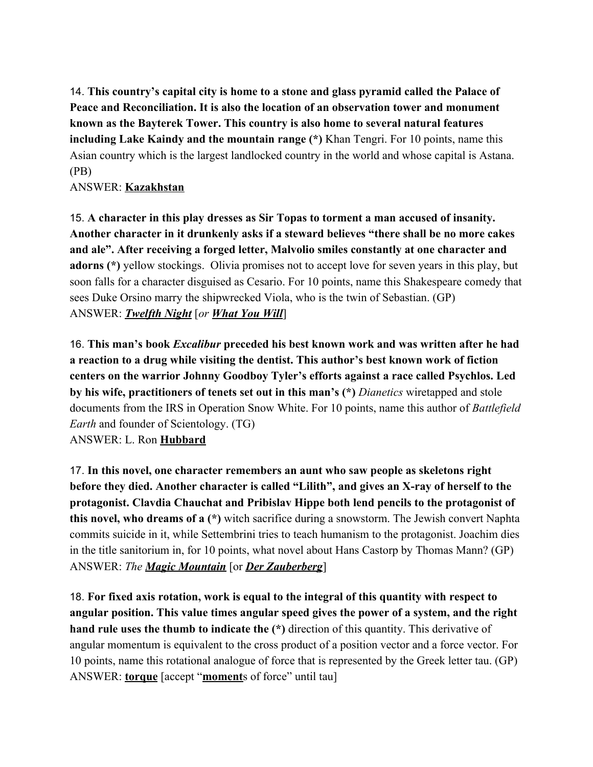14. **This country's capital city is home to a stone and glass pyramid called the Palace of Peace and Reconciliation. It is also the location of an observation tower and monument known as the Bayterek Tower. This country is also home to several natural features including Lake Kaindy and the mountain range (*)** Khan Tengri. For 10 points, name this Asian country which is the largest landlocked country in the world and whose capital is Astana. (PB)

ANSWER: **<u>Kazakhstan</u>**

15. **A character in this play dresses as Sir Topas to torment a man accused of insanity. Another character in it drunkenly asks if a steward believes "there shall be no more cakes and ale". After receiving a forged letter, Malvolio smiles constantly at one character and adorns (*)** yellow stockings. Olivia promises not to accept love for seven years in this play, but soon falls for a character disguised as Cesario. For 10 points, name this Shakespeare comedy that sees Duke Orsino marry the shipwrecked Viola, who is the twin of Sebastian. (GP)

ANSWER: ***<u>Twelfth Night</u>*** [*or* ***<u>What You Will</u>***]

16. **This man's book *Excalibur* preceded his best known work and was written after he had a reaction to a drug while visiting the dentist. This author's best known work of fiction centers on the warrior Johnny Goodboy Tyler's efforts against a race called Psychlos. Led by his wife, practitioners of tenets set out in this man's (*)** *Dianetics* wiretapped and stole documents from the IRS in Operation Snow White. For 10 points, name this author of *Battlefield Earth* and founder of Scientology. (TG)

ANSWER: L. Ron **<u>Hubbard</u>**

17. **In this novel, one character remembers an aunt who saw people as skeletons right before they died. Another character is called "Lilith", and gives an X-ray of herself to the protagonist. Clavdia Chauchat and Pribislav Hippe both lend pencils to the protagonist of this novel, who dreams of a (*)** witch sacrifice during a snowstorm. The Jewish convert Naphta commits suicide in it, while Settembrini tries to teach humanism to the protagonist. Joachim dies in the title sanitorium in, for 10 points, what novel about Hans Castorp by Thomas Mann? (GP)

ANSWER: *The* ***<u>Magic Mountain</u>*** [or ***<u>Der Zauberberg</u>***]

18. **For fixed axis rotation, work is equal to the integral of this quantity with respect to angular position. This value times angular speed gives the power of a system, and the right hand rule uses the thumb to indicate the (*)** direction of this quantity. This derivative of angular momentum is equivalent to the cross product of a position vector and a force vector. For 10 points, name this rotational analogue of force that is represented by the Greek letter tau. (GP)

ANSWER: **<u>torque</u>** [accept "**<u>moment</u>**s of force" until tau]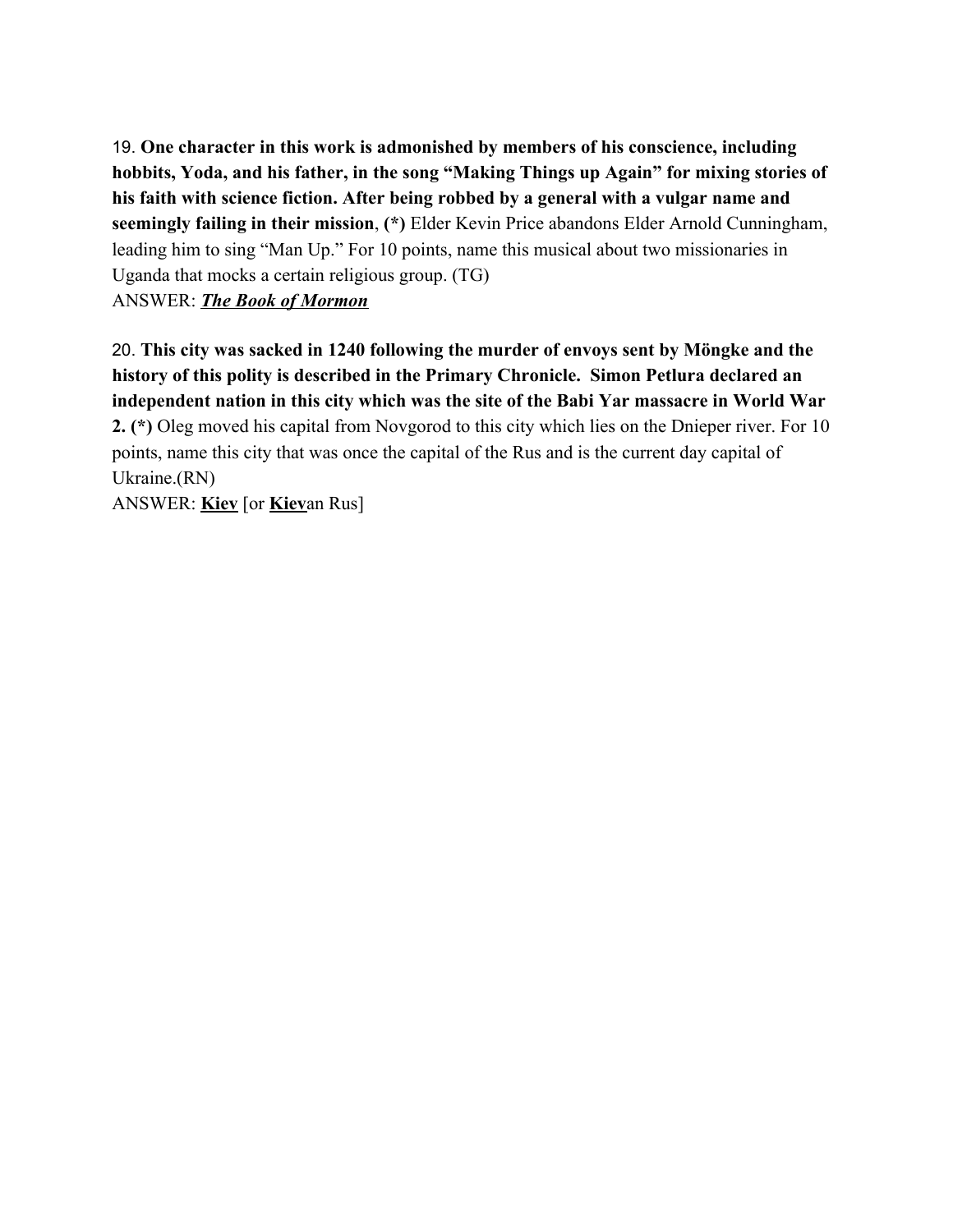19. **One character in this work is admonished by members of his conscience, including hobbits, Yoda, and his father, in the song "Making Things up Again" for mixing stories of his faith with science fiction. After being robbed by a general with a vulgar name and seemingly failing in their mission**, **(*)** Elder Kevin Price abandons Elder Arnold Cunningham, leading him to sing "Man Up." For 10 points, name this musical about two missionaries in Uganda that mocks a certain religious group. (TG)
ANSWER: ***The Book of Mormon***

20. **This city was sacked in 1240 following the murder of envoys sent by Möngke and the history of this polity is described in the Primary Chronicle. Simon Petlura declared an independent nation in this city which was the site of the Babi Yar massacre in World War 2. (*)** Oleg moved his capital from Novgorod to this city which lies on the Dnieper river. For 10 points, name this city that was once the capital of the Rus and is the current day capital of Ukraine.(RN)
ANSWER: **Kiev** [or **Kiev**an Rus]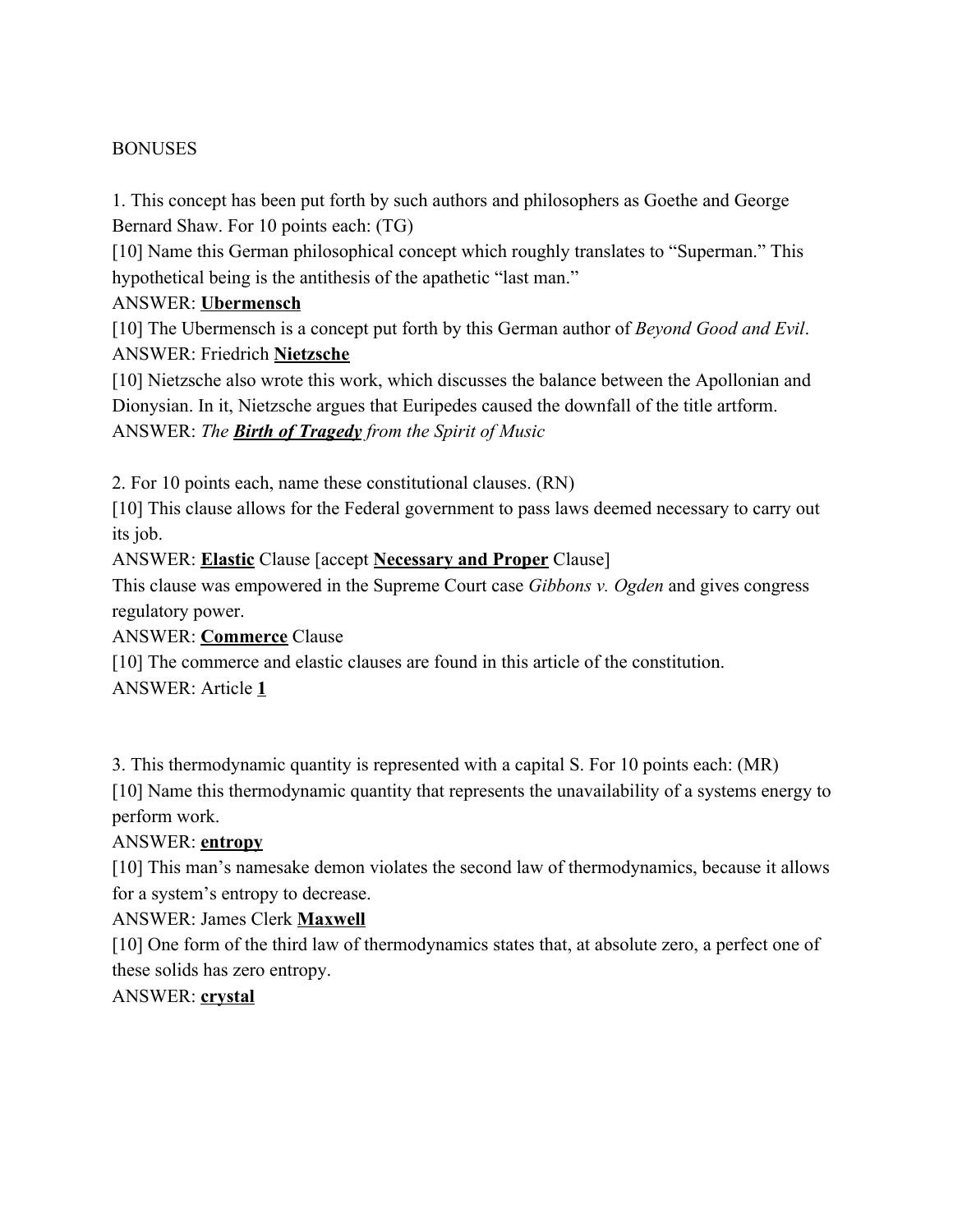BONUSES

1. This concept has been put forth by such authors and philosophers as Goethe and George Bernard Shaw. For 10 points each: (TG)

[10] Name this German philosophical concept which roughly translates to "Superman." This hypothetical being is the antithesis of the apathetic "last man."

ANSWER: <u>**Ubermensch**</u>

[10] The Ubermensch is a concept put forth by this German author of *Beyond Good and Evil*.

ANSWER: Friedrich <u>**Nietzsche**</u>

[10] Nietzsche also wrote this work, which discusses the balance between the Apollonian and Dionysian. In it, Nietzsche argues that Euripedes caused the downfall of the title artform.

ANSWER: *The <u>**Birth of Tragedy**</u> from the Spirit of Music*

2. For 10 points each, name these constitutional clauses. (RN)

[10] This clause allows for the Federal government to pass laws deemed necessary to carry out its job.

ANSWER: <u>**Elastic**</u> Clause [accept <u>**Necessary and Proper**</u> Clause]

This clause was empowered in the Supreme Court case *Gibbons v. Ogden* and gives congress regulatory power.

ANSWER: <u>**Commerce**</u> Clause

[10] The commerce and elastic clauses are found in this article of the constitution.

ANSWER: Article <u>**1**</u>

3. This thermodynamic quantity is represented with a capital S. For 10 points each: (MR)

[10] Name this thermodynamic quantity that represents the unavailability of a systems energy to perform work.

ANSWER: <u>**entropy**</u>

[10] This man's namesake demon violates the second law of thermodynamics, because it allows for a system's entropy to decrease.

ANSWER: James Clerk <u>**Maxwell**</u>

[10] One form of the third law of thermodynamics states that, at absolute zero, a perfect one of these solids has zero entropy.

ANSWER: <u>**crystal**</u>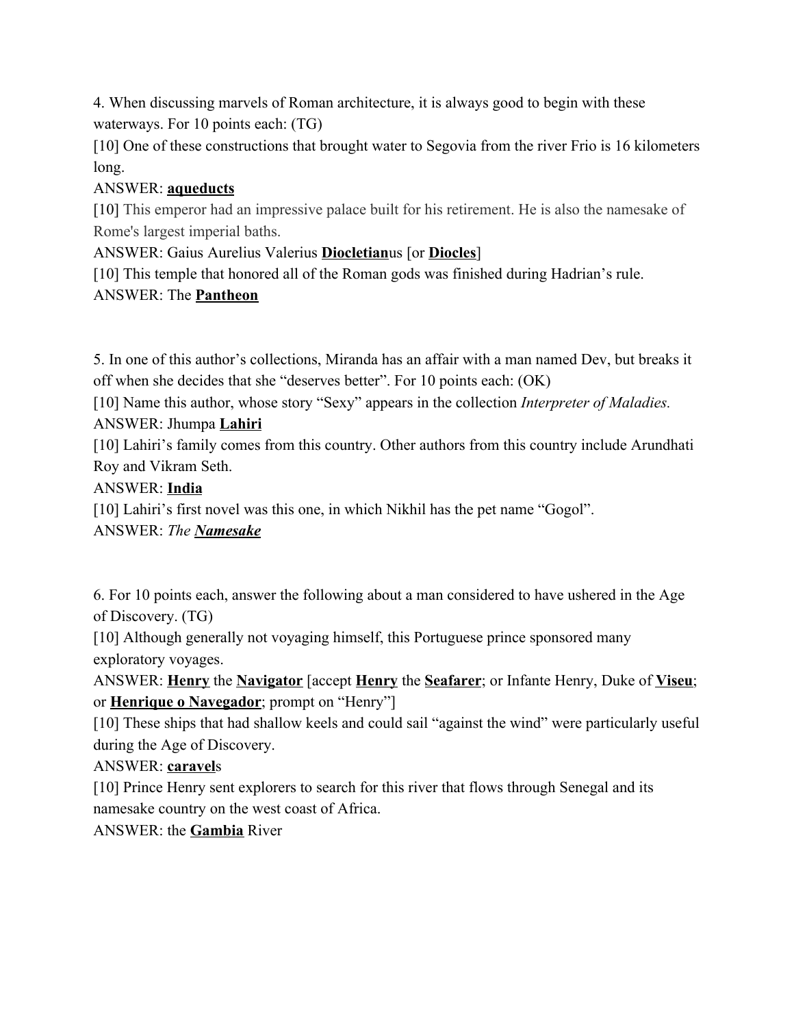4. When discussing marvels of Roman architecture, it is always good to begin with these waterways. For 10 points each: (TG)

[10] One of these constructions that brought water to Segovia from the river Frio is 16 kilometers long.

ANSWER: **<u>aqueducts</u>**

[10] This emperor had an impressive palace built for his retirement. He is also the namesake of Rome's largest imperial baths.

ANSWER: Gaius Aurelius Valerius **<u>Diocletian</u>**us [or **<u>Diocles</u>**]

[10] This temple that honored all of the Roman gods was finished during Hadrian's rule.

ANSWER: The **<u>Pantheon</u>**

5. In one of this author's collections, Miranda has an affair with a man named Dev, but breaks it off when she decides that she "deserves better". For 10 points each: (OK)

[10] Name this author, whose story "Sexy" appears in the collection *Interpreter of Maladies.*

ANSWER: Jhumpa **<u>Lahiri</u>**

[10] Lahiri's family comes from this country. Other authors from this country include Arundhati Roy and Vikram Seth.

ANSWER: **<u>India</u>**

[10] Lahiri's first novel was this one, in which Nikhil has the pet name "Gogol".

ANSWER: *The **<u>Namesake</u>***

6. For 10 points each, answer the following about a man considered to have ushered in the Age of Discovery. (TG)

[10] Although generally not voyaging himself, this Portuguese prince sponsored many exploratory voyages.

ANSWER: **<u>Henry</u>** the **<u>Navigator</u>** [accept **<u>Henry</u>** the **<u>Seafarer</u>**; or Infante Henry, Duke of **<u>Viseu</u>**; or **<u>Henrique o Navegador</u>**; prompt on "Henry"]

[10] These ships that had shallow keels and could sail "against the wind" were particularly useful during the Age of Discovery.

ANSWER: **<u>caravel</u>**s

[10] Prince Henry sent explorers to search for this river that flows through Senegal and its namesake country on the west coast of Africa.

ANSWER: the **<u>Gambia</u>** River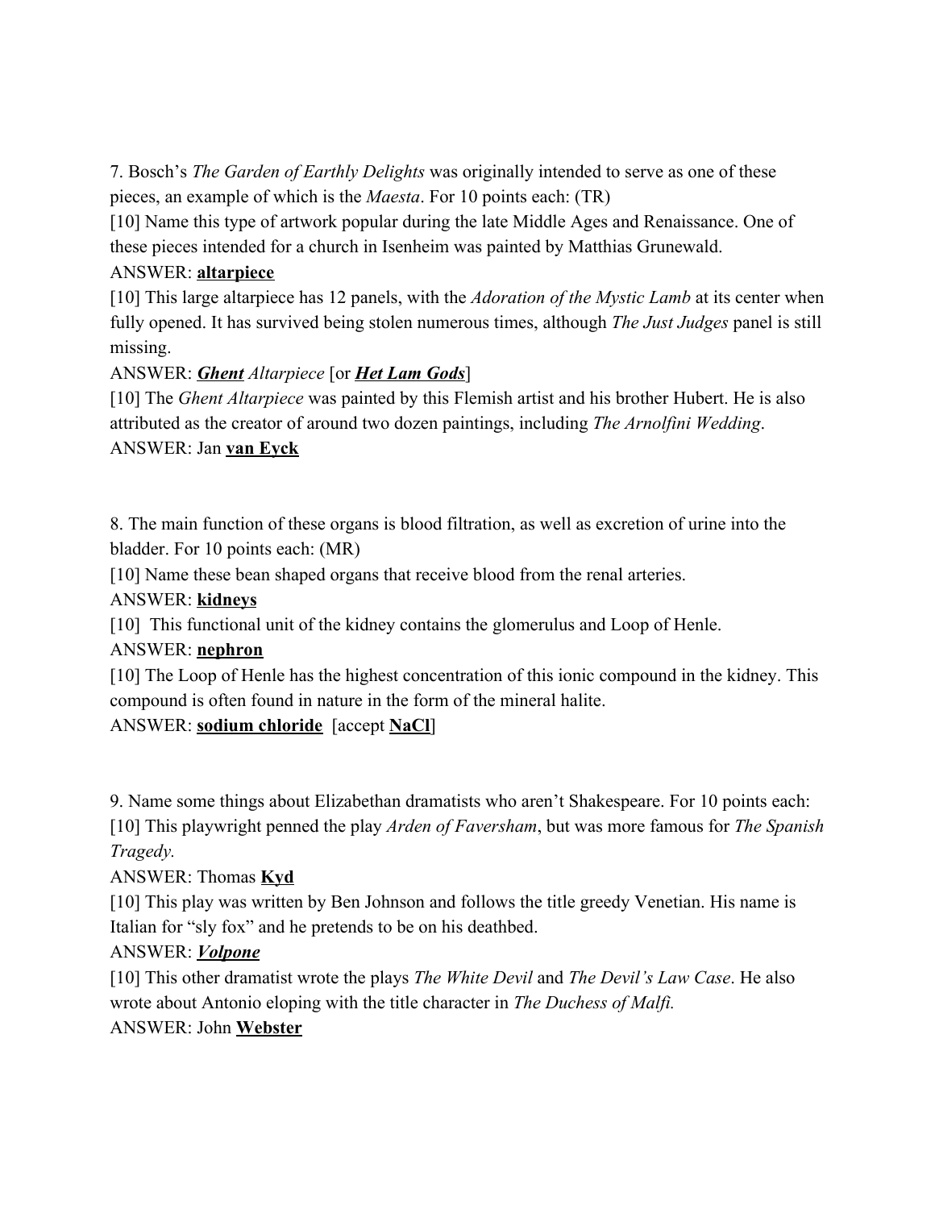7. Bosch's *The Garden of Earthly Delights* was originally intended to serve as one of these pieces, an example of which is the *Maesta*. For 10 points each: (TR)

[10] Name this type of artwork popular during the late Middle Ages and Renaissance. One of these pieces intended for a church in Isenheim was painted by Matthias Grunewald.

ANSWER: **altarpiece**

[10] This large altarpiece has 12 panels, with the *Adoration of the Mystic Lamb* at its center when fully opened. It has survived being stolen numerous times, although *The Just Judges* panel is still missing.

ANSWER: ***Ghent*** *Altarpiece* [or ***Het Lam Gods***]

[10] The *Ghent Altarpiece* was painted by this Flemish artist and his brother Hubert. He is also attributed as the creator of around two dozen paintings, including *The Arnolfini Wedding*.

ANSWER: Jan **van Eyck**

8. The main function of these organs is blood filtration, as well as excretion of urine into the bladder. For 10 points each: (MR)

[10] Name these bean shaped organs that receive blood from the renal arteries.

ANSWER: **kidneys**

[10] This functional unit of the kidney contains the glomerulus and Loop of Henle.

ANSWER: **nephron**

[10] The Loop of Henle has the highest concentration of this ionic compound in the kidney. This compound is often found in nature in the form of the mineral halite.

ANSWER: **sodium chloride** [accept **NaCl**]

9. Name some things about Elizabethan dramatists who aren't Shakespeare. For 10 points each:

[10] This playwright penned the play *Arden of Faversham*, but was more famous for *The Spanish Tragedy.*

ANSWER: Thomas **Kyd**

[10] This play was written by Ben Johnson and follows the title greedy Venetian. His name is Italian for "sly fox" and he pretends to be on his deathbed.

ANSWER: ***Volpone***

[10] This other dramatist wrote the plays *The White Devil* and *The Devil's Law Case*. He also wrote about Antonio eloping with the title character in *The Duchess of Malfi.*

ANSWER: John **Webster**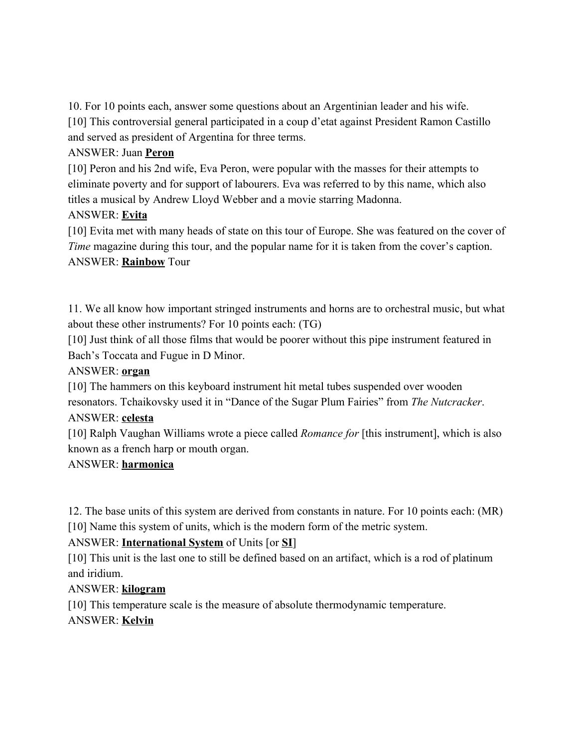10. For 10 points each, answer some questions about an Argentinian leader and his wife.

[10] This controversial general participated in a coup d'etat against President Ramon Castillo and served as president of Argentina for three terms.

ANSWER: Juan **<u>Peron</u>**

[10] Peron and his 2nd wife, Eva Peron, were popular with the masses for their attempts to eliminate poverty and for support of labourers. Eva was referred to by this name, which also titles a musical by Andrew Lloyd Webber and a movie starring Madonna.

ANSWER: **<u>Evita</u>**

[10] Evita met with many heads of state on this tour of Europe. She was featured on the cover of *Time* magazine during this tour, and the popular name for it is taken from the cover's caption.

ANSWER: **<u>Rainbow</u>** Tour

11. We all know how important stringed instruments and horns are to orchestral music, but what about these other instruments? For 10 points each: (TG)

[10] Just think of all those films that would be poorer without this pipe instrument featured in Bach's Toccata and Fugue in D Minor.

ANSWER: **<u>organ</u>**

[10] The hammers on this keyboard instrument hit metal tubes suspended over wooden resonators. Tchaikovsky used it in "Dance of the Sugar Plum Fairies" from *The Nutcracker*.

ANSWER: **<u>celesta</u>**

[10] Ralph Vaughan Williams wrote a piece called *Romance for* [this instrument], which is also known as a french harp or mouth organ.

ANSWER: **<u>harmonica</u>**

12. The base units of this system are derived from constants in nature. For 10 points each: (MR)

[10] Name this system of units, which is the modern form of the metric system.

ANSWER: **<u>International System</u>** of Units [or **<u>SI</u>**]

[10] This unit is the last one to still be defined based on an artifact, which is a rod of platinum and iridium.

ANSWER: **<u>kilogram</u>**

[10] This temperature scale is the measure of absolute thermodynamic temperature.

ANSWER: **<u>Kelvin</u>**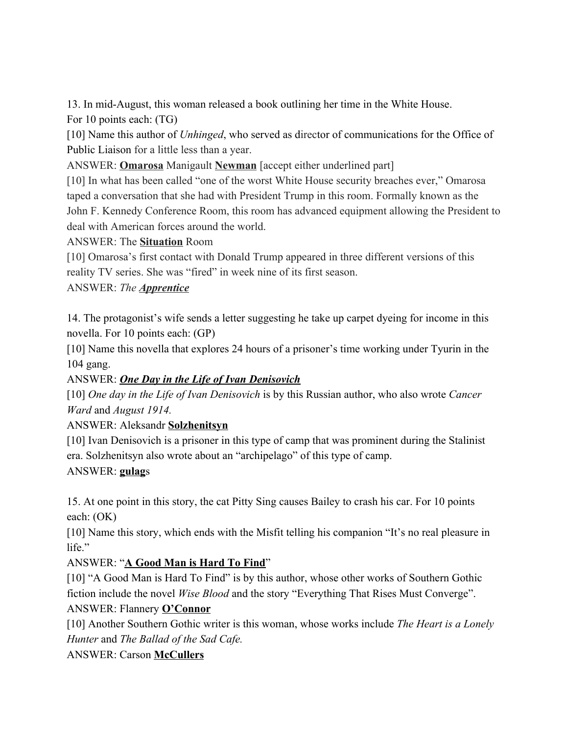13. In mid-August, this woman released a book outlining her time in the White House. For 10 points each: (TG)

[10] Name this author of *Unhinged*, who served as director of communications for the Office of Public Liaison for a little less than a year.

ANSWER: **Omarosa** Manigault **Newman** [accept either underlined part]

[10] In what has been called "one of the worst White House security breaches ever," Omarosa taped a conversation that she had with President Trump in this room. Formally known as the John F. Kennedy Conference Room, this room has advanced equipment allowing the President to deal with American forces around the world.

ANSWER: The **Situation** Room

[10] Omarosa's first contact with Donald Trump appeared in three different versions of this reality TV series. She was "fired" in week nine of its first season.

ANSWER: *The* ***Apprentice***

14. The protagonist's wife sends a letter suggesting he take up carpet dyeing for income in this novella. For 10 points each: (GP)

[10] Name this novella that explores 24 hours of a prisoner's time working under Tyurin in the 104 gang.

ANSWER: ***One Day in the Life of Ivan Denisovich***

[10] *One day in the Life of Ivan Denisovich* is by this Russian author, who also wrote *Cancer Ward* and *August 1914.*

ANSWER: Aleksandr **Solzhenitsyn**

[10] Ivan Denisovich is a prisoner in this type of camp that was prominent during the Stalinist era. Solzhenitsyn also wrote about an "archipelago" of this type of camp.

ANSWER: **gulag**s

15. At one point in this story, the cat Pitty Sing causes Bailey to crash his car. For 10 points each: (OK)

[10] Name this story, which ends with the Misfit telling his companion "It's no real pleasure in life."

ANSWER: "**A Good Man is Hard To Find**"

[10] "A Good Man is Hard To Find" is by this author, whose other works of Southern Gothic fiction include the novel *Wise Blood* and the story "Everything That Rises Must Converge".

ANSWER: Flannery **O'Connor**

[10] Another Southern Gothic writer is this woman, whose works include *The Heart is a Lonely Hunter* and *The Ballad of the Sad Cafe.*

ANSWER: Carson **McCullers**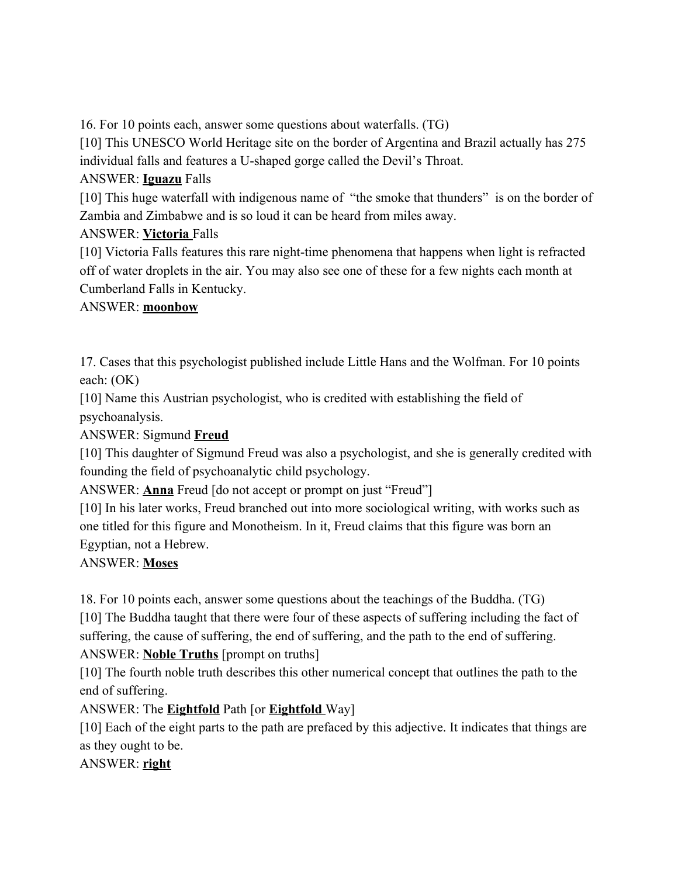16. For 10 points each, answer some questions about waterfalls. (TG)

[10] This UNESCO World Heritage site on the border of Argentina and Brazil actually has 275 individual falls and features a U-shaped gorge called the Devil's Throat.

ANSWER: **Iguazu** Falls

[10] This huge waterfall with indigenous name of "the smoke that thunders" is on the border of Zambia and Zimbabwe and is so loud it can be heard from miles away.

ANSWER: **Victoria** Falls

[10] Victoria Falls features this rare night-time phenomena that happens when light is refracted off of water droplets in the air. You may also see one of these for a few nights each month at Cumberland Falls in Kentucky.

ANSWER: **moonbow**

17. Cases that this psychologist published include Little Hans and the Wolfman. For 10 points each: (OK)

[10] Name this Austrian psychologist, who is credited with establishing the field of psychoanalysis.

ANSWER: Sigmund **Freud**

[10] This daughter of Sigmund Freud was also a psychologist, and she is generally credited with founding the field of psychoanalytic child psychology.

ANSWER: **Anna** Freud [do not accept or prompt on just "Freud"]

[10] In his later works, Freud branched out into more sociological writing, with works such as one titled for this figure and Monotheism. In it, Freud claims that this figure was born an Egyptian, not a Hebrew.

ANSWER: **Moses**

18. For 10 points each, answer some questions about the teachings of the Buddha. (TG)

[10] The Buddha taught that there were four of these aspects of suffering including the fact of suffering, the cause of suffering, the end of suffering, and the path to the end of suffering.

ANSWER: **Noble Truths** [prompt on truths]

[10] The fourth noble truth describes this other numerical concept that outlines the path to the end of suffering.

ANSWER: The **Eightfold** Path [or **Eightfold** Way]

[10] Each of the eight parts to the path are prefaced by this adjective. It indicates that things are as they ought to be.

ANSWER: **right**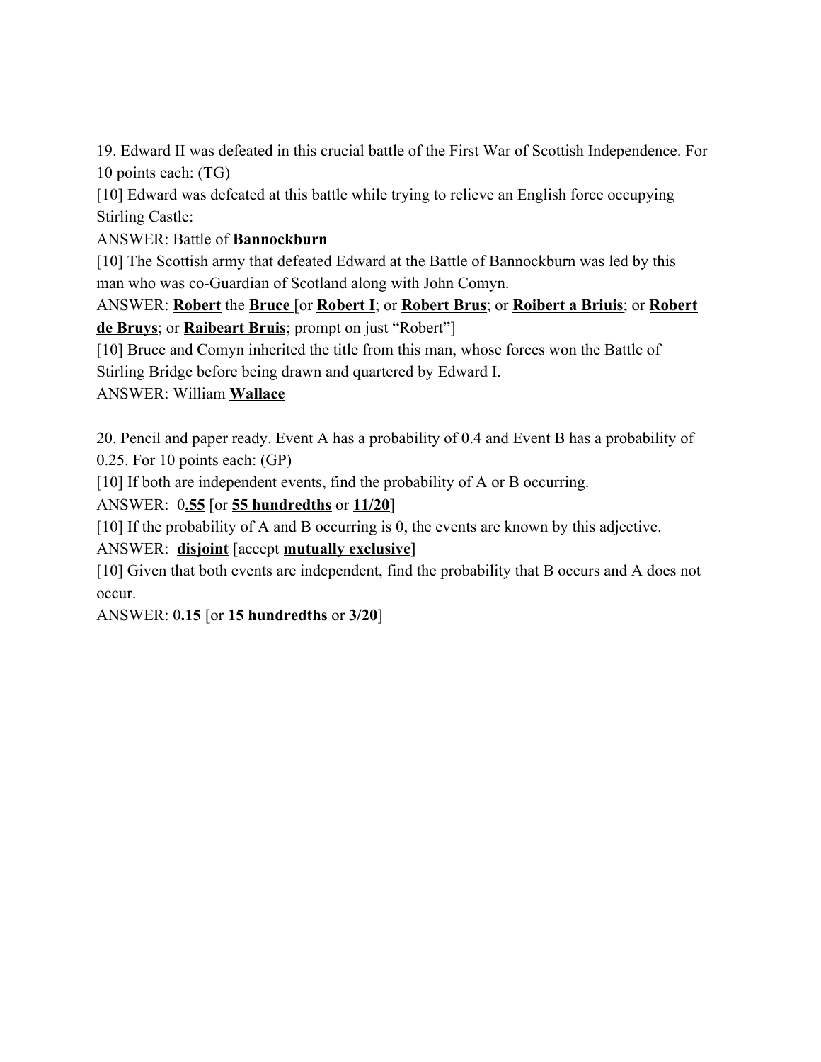19. Edward II was defeated in this crucial battle of the First War of Scottish Independence. For 10 points each: (TG)

[10] Edward was defeated at this battle while trying to relieve an English force occupying Stirling Castle:

ANSWER: Battle of **Bannockburn**

[10] The Scottish army that defeated Edward at the Battle of Bannockburn was led by this man who was co-Guardian of Scotland along with John Comyn.

ANSWER: **Robert** the **Bruce** [or **Robert I**; or **Robert Brus**; or **Roibert a Briuis**; or **Robert de Bruys**; or **Raibeart Bruis**; prompt on just "Robert"]

[10] Bruce and Comyn inherited the title from this man, whose forces won the Battle of Stirling Bridge before being drawn and quartered by Edward I.

ANSWER: William **Wallace**

20. Pencil and paper ready. Event A has a probability of 0.4 and Event B has a probability of 0.25. For 10 points each: (GP)

[10] If both are independent events, find the probability of A or B occurring.

ANSWER: 0**.55** [or **55 hundredths** or **11/20**]

[10] If the probability of A and B occurring is 0, the events are known by this adjective.

ANSWER: **disjoint** [accept **mutually exclusive**]

[10] Given that both events are independent, find the probability that B occurs and A does not occur.

ANSWER: 0**.15** [or **15 hundredths** or **3/20**]